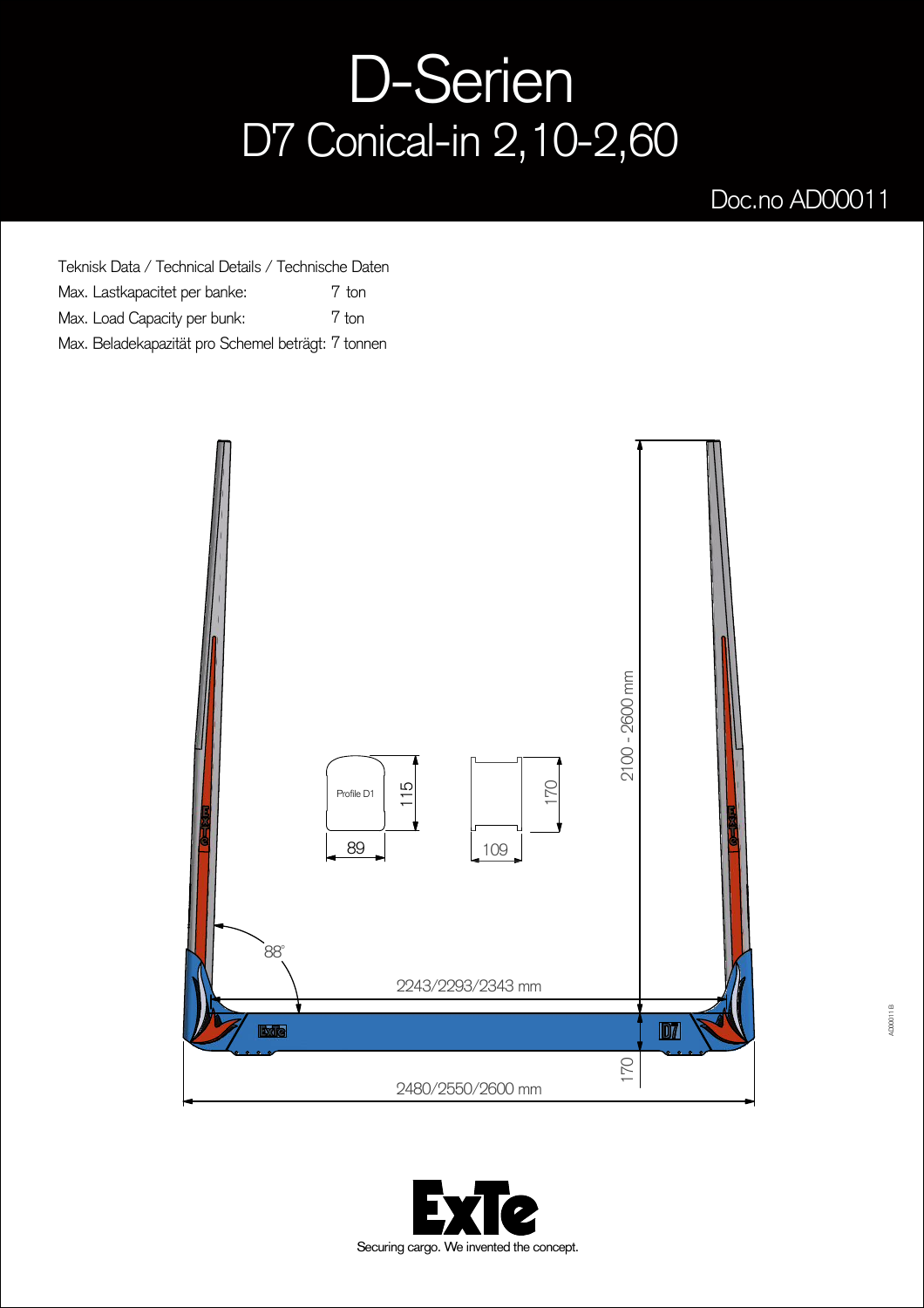# D-Serien

## D7 Conical-in 2,10-2,60

Doc.no AD00011

Teknisk Data / Technical Details / Technische Daten

Max. Lastkapacitet per banke: 7 ton

Max. Load Capacity per bunk: 7 ton

Max. Beladekapazität pro Schemel beträgt: 7 tonnen

Profile D1

115

89

170

109

2100 - 2600 mm

88°

2243/2293/2343 mm

170

2480/2550/2600 mm

ExTe

Securing cargo. We invented the concept.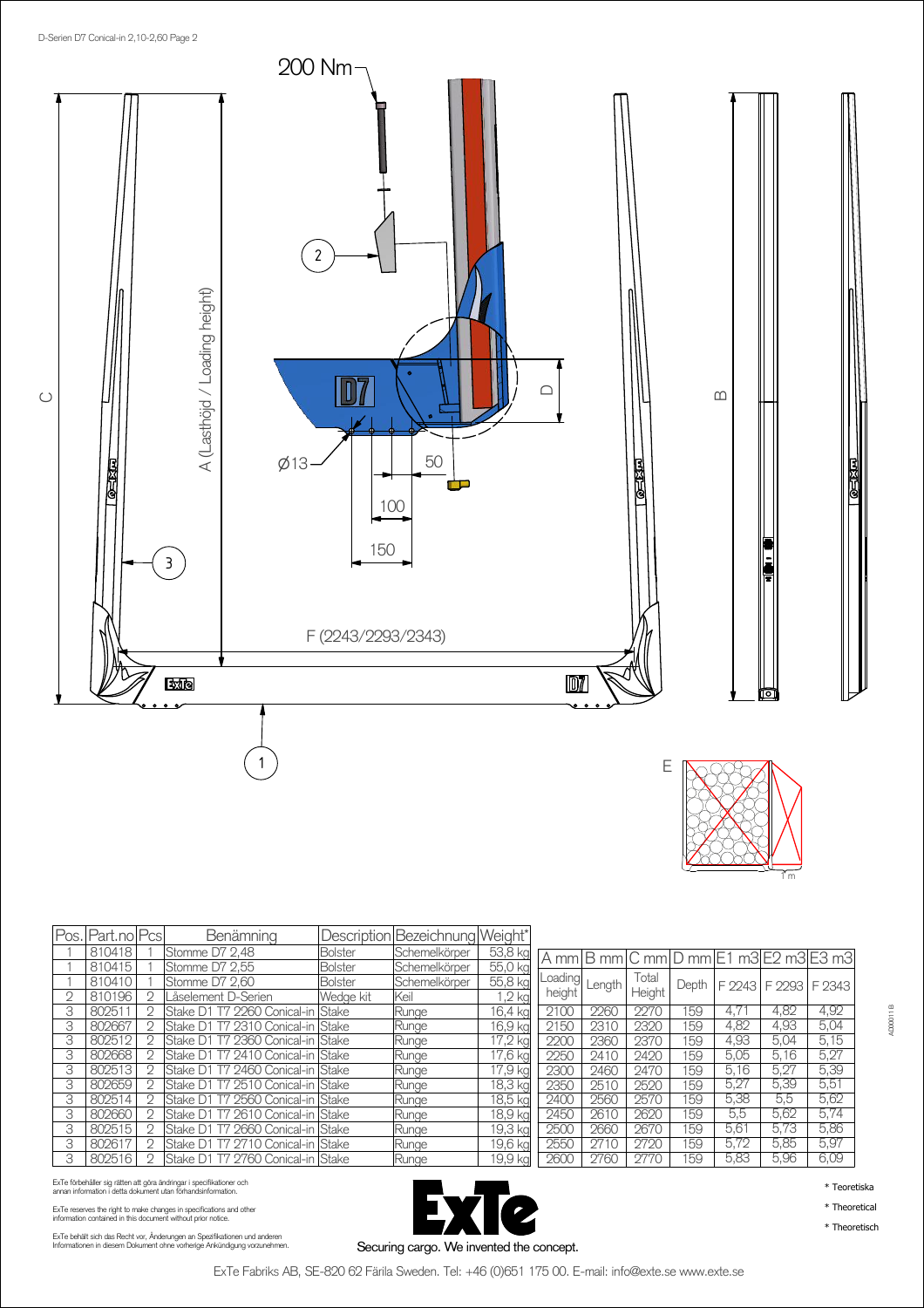200 Nm

2

D7

Ø13

50

100

150

A (Lasthöjd / Loading height)

C

D

B

3

F (2243/2293/2343)

1

E

| Pos. | Part.no | Pcs | Benämning | Description | Bezeichnung | Weight* |
|---|---|---|---|---|---|---|
| 1 | 810418 | 1 | Stomme D7 2,48 | Bolster | Schemelkörper | 53,8 kg |
| 1 | 810415 | 1 | Stomme D7 2,55 | Bolster | Schemelkörper | 55,0 kg |
| 1 | 810410 | 1 | Stomme D7 2,60 | Bolster | Schemelkörper | 55,8 kg |
| 2 | 810196 | 2 | Låselement D-Serien | Wedge kit | Keil | 1,2 kg |
| 3 | 802511 | 2 | Stake D1 T7 2260 Conical-in | Stake | Runge | 16,4 kg |
| 3 | 802667 | 2 | Stake D1 T7 2310 Conical-in | Stake | Runge | 16,9 kg |
| 3 | 802512 | 2 | Stake D1 T7 2360 Conical-in | Stake | Runge | 17,2 kg |
| 3 | 802668 | 2 | Stake D1 T7 2410 Conical-in | Stake | Runge | 17,6 kg |
| 3 | 802513 | 2 | Stake D1 T7 2460 Conical-in | Stake | Runge | 17,9 kg |
| 3 | 802659 | 2 | Stake D1 T7 2510 Conical-in | Stake | Runge | 18,3 kg |
| 3 | 802514 | 2 | Stake D1 T7 2560 Conical-in | Stake | Runge | 18,5 kg |
| 3 | 802660 | 2 | Stake D1 T7 2610 Conical-in | Stake | Runge | 18,9 kg |
| 3 | 802515 | 2 | Stake D1 T7 2660 Conical-in | Stake | Runge | 19,3 kg |
| 3 | 802617 | 2 | Stake D1 T7 2710 Conical-in | Stake | Runge | 19,6 kg |
| 3 | 802516 | 2 | Stake D1 T7 2760 Conical-in | Stake | Runge | 19,9 kg |

| A mm | B mm | C mm | D mm | E1 m3 | E2 m3 | E3 m3 |
|---|---|---|---|---|---|---|
| Loading height | Length | Total Height | Depth | F 2243 | F 2293 | F 2343 |
| 2100 | 2260 | 2270 | 159 | 4,71 | 4,82 | 4,92 |
| 2150 | 2310 | 2320 | 159 | 4,82 | 4,93 | 5,04 |
| 2200 | 2360 | 2370 | 159 | 4,93 | 5,04 | 5,15 |
| 2250 | 2410 | 2420 | 159 | 5,05 | 5,16 | 5,27 |
| 2300 | 2460 | 2470 | 159 | 5,16 | 5,27 | 5,39 |
| 2350 | 2510 | 2520 | 159 | 5,27 | 5,39 | 5,51 |
| 2400 | 2560 | 2570 | 159 | 5,38 | 5,5 | 5,62 |
| 2450 | 2610 | 2620 | 159 | 5,5 | 5,62 | 5,74 |
| 2500 | 2660 | 2670 | 159 | 5,61 | 5,73 | 5,86 |
| 2550 | 2710 | 2720 | 159 | 5,72 | 5,85 | 5,97 |
| 2600 | 2760 | 2770 | 159 | 5,83 | 5,96 | 6,09 |

ExTe förbehåller sig rätten att göra ändringar i specifikationer och annan information i detta dokument utan förhandsinformation.

ExTe reserves the right to make changes in specifications and other information contained in this document without prior notice.

ExTe behält sich das Recht vor, Änderungen an Spezifikationen und anderen Informationen in diesem Dokument ohne vorherige Ankündigung vorzunehmen.

Securing cargo. We invented the concept.

\* Teoretiska

\* Theoretical

\* Theoretisch

ExTe Fabriks AB, SE-820 62 Färila Sweden. Tel: +46 (0)651 175 00. E-mail: info@exte.se www.exte.se